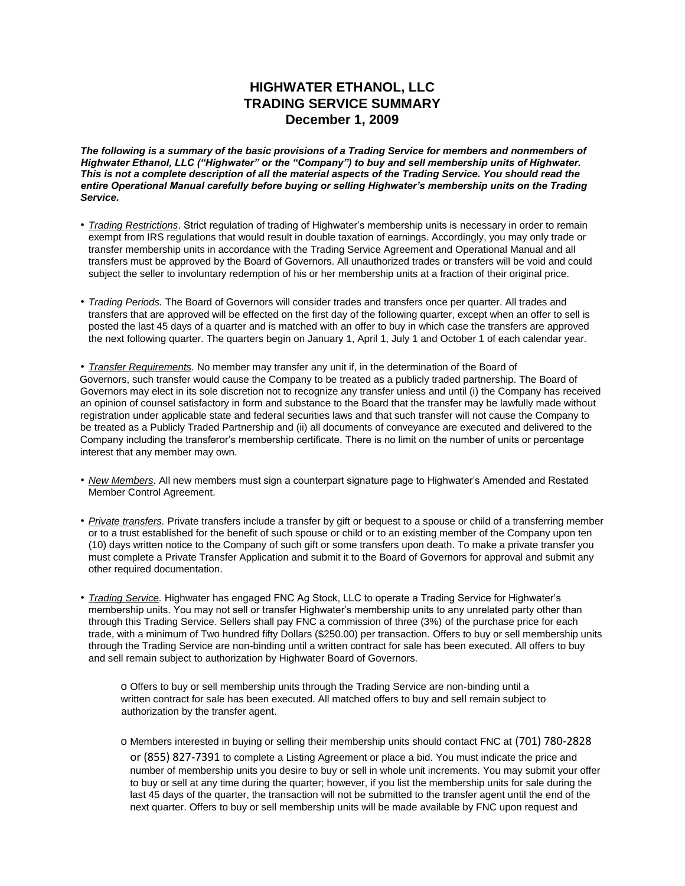# HIGHWATER ETHANOL, LLC
## TRADING SERVICE SUMMARY
## December 1, 2009

***The following is a summary of the basic provisions of a Trading Service for members and nonmembers of Highwater Ethanol, LLC ("Highwater" or the "Company") to buy and sell membership units of Highwater. This is not a complete description of all the material aspects of the Trading Service. You should read the entire Operational Manual carefully before buying or selling Highwater's membership units on the Trading Service.***

- *Trading Restrictions*. Strict regulation of trading of Highwater's membership units is necessary in order to remain exempt from IRS regulations that would result in double taxation of earnings. Accordingly, you may only trade or transfer membership units in accordance with the Trading Service Agreement and Operational Manual and all transfers must be approved by the Board of Governors. All unauthorized trades or transfers will be void and could subject the seller to involuntary redemption of his or her membership units at a fraction of their original price.

- *Trading Periods.* The Board of Governors will consider trades and transfers once per quarter. All trades and transfers that are approved will be effected on the first day of the following quarter, except when an offer to sell is posted the last 45 days of a quarter and is matched with an offer to buy in which case the transfers are approved the next following quarter. The quarters begin on January 1, April 1, July 1 and October 1 of each calendar year.

- *Transfer Requirements.* No member may transfer any unit if, in the determination of the Board of Governors, such transfer would cause the Company to be treated as a publicly traded partnership. The Board of Governors may elect in its sole discretion not to recognize any transfer unless and until (i) the Company has received an opinion of counsel satisfactory in form and substance to the Board that the transfer may be lawfully made without registration under applicable state and federal securities laws and that such transfer will not cause the Company to be treated as a Publicly Traded Partnership and (ii) all documents of conveyance are executed and delivered to the Company including the transferor's membership certificate. There is no limit on the number of units or percentage interest that any member may own.

- *New Members.* All new members must sign a counterpart signature page to Highwater's Amended and Restated Member Control Agreement.

- *Private transfers.* Private transfers include a transfer by gift or bequest to a spouse or child of a transferring member or to a trust established for the benefit of such spouse or child or to an existing member of the Company upon ten (10) days written notice to the Company of such gift or some transfers upon death. To make a private transfer you must complete a Private Transfer Application and submit it to the Board of Governors for approval and submit any other required documentation.

- *Trading Service.* Highwater has engaged FNC Ag Stock, LLC to operate a Trading Service for Highwater's membership units. You may not sell or transfer Highwater's membership units to any unrelated party other than through this Trading Service. Sellers shall pay FNC a commission of three (3%) of the purchase price for each trade, with a minimum of Two hundred fifty Dollars ($250.00) per transaction. Offers to buy or sell membership units through the Trading Service are non-binding until a written contract for sale has been executed. All offers to buy and sell remain subject to authorization by Highwater Board of Governors.

    - Offers to buy or sell membership units through the Trading Service are non-binding until a written contract for sale has been executed. All matched offers to buy and sell remain subject to authorization by the transfer agent.

    - Members interested in buying or selling their membership units should contact FNC at (701) 780-2828 or (855) 827-7391 to complete a Listing Agreement or place a bid. You must indicate the price and number of membership units you desire to buy or sell in whole unit increments. You may submit your offer to buy or sell at any time during the quarter; however, if you list the membership units for sale during the last 45 days of the quarter, the transaction will not be submitted to the transfer agent until the end of the next quarter. Offers to buy or sell membership units will be made available by FNC upon request and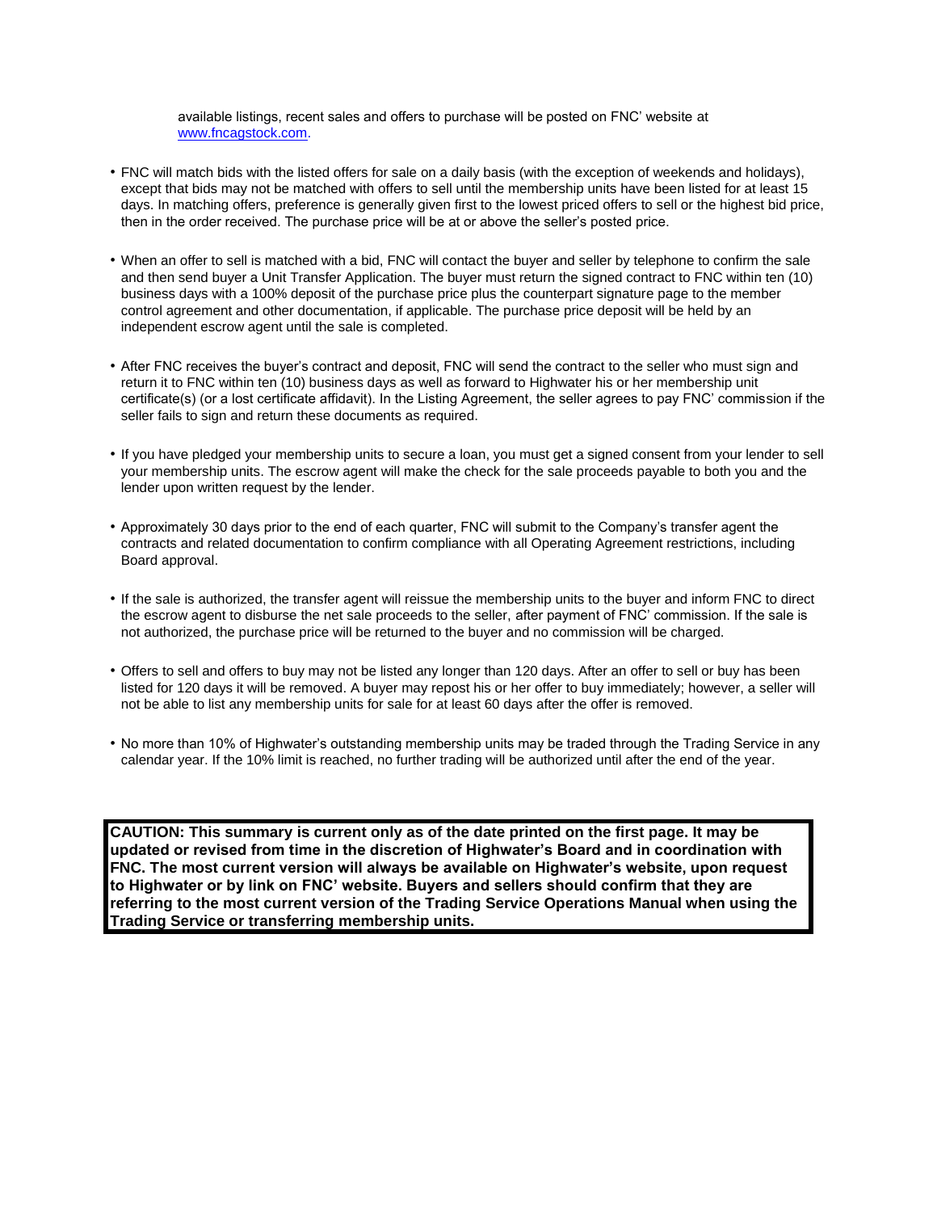available listings, recent sales and offers to purchase will be posted on FNC' website at www.fncagstock.com.

- FNC will match bids with the listed offers for sale on a daily basis (with the exception of weekends and holidays), except that bids may not be matched with offers to sell until the membership units have been listed for at least 15 days. In matching offers, preference is generally given first to the lowest priced offers to sell or the highest bid price, then in the order received. The purchase price will be at or above the seller's posted price.

- When an offer to sell is matched with a bid, FNC will contact the buyer and seller by telephone to confirm the sale and then send buyer a Unit Transfer Application. The buyer must return the signed contract to FNC within ten (10) business days with a 100% deposit of the purchase price plus the counterpart signature page to the member control agreement and other documentation, if applicable. The purchase price deposit will be held by an independent escrow agent until the sale is completed.

- After FNC receives the buyer's contract and deposit, FNC will send the contract to the seller who must sign and return it to FNC within ten (10) business days as well as forward to Highwater his or her membership unit certificate(s) (or a lost certificate affidavit). In the Listing Agreement, the seller agrees to pay FNC' commission if the seller fails to sign and return these documents as required.

- If you have pledged your membership units to secure a loan, you must get a signed consent from your lender to sell your membership units. The escrow agent will make the check for the sale proceeds payable to both you and the lender upon written request by the lender.

- Approximately 30 days prior to the end of each quarter, FNC will submit to the Company's transfer agent the contracts and related documentation to confirm compliance with all Operating Agreement restrictions, including Board approval.

- If the sale is authorized, the transfer agent will reissue the membership units to the buyer and inform FNC to direct the escrow agent to disburse the net sale proceeds to the seller, after payment of FNC' commission. If the sale is not authorized, the purchase price will be returned to the buyer and no commission will be charged.

- Offers to sell and offers to buy may not be listed any longer than 120 days. After an offer to sell or buy has been listed for 120 days it will be removed. A buyer may repost his or her offer to buy immediately; however, a seller will not be able to list any membership units for sale for at least 60 days after the offer is removed.

- No more than 10% of Highwater's outstanding membership units may be traded through the Trading Service in any calendar year. If the 10% limit is reached, no further trading will be authorized until after the end of the year.

**CAUTION: This summary is current only as of the date printed on the first page. It may be updated or revised from time in the discretion of Highwater's Board and in coordination with FNC. The most current version will always be available on Highwater's website, upon request to Highwater or by link on FNC' website. Buyers and sellers should confirm that they are referring to the most current version of the Trading Service Operations Manual when using the Trading Service or transferring membership units.**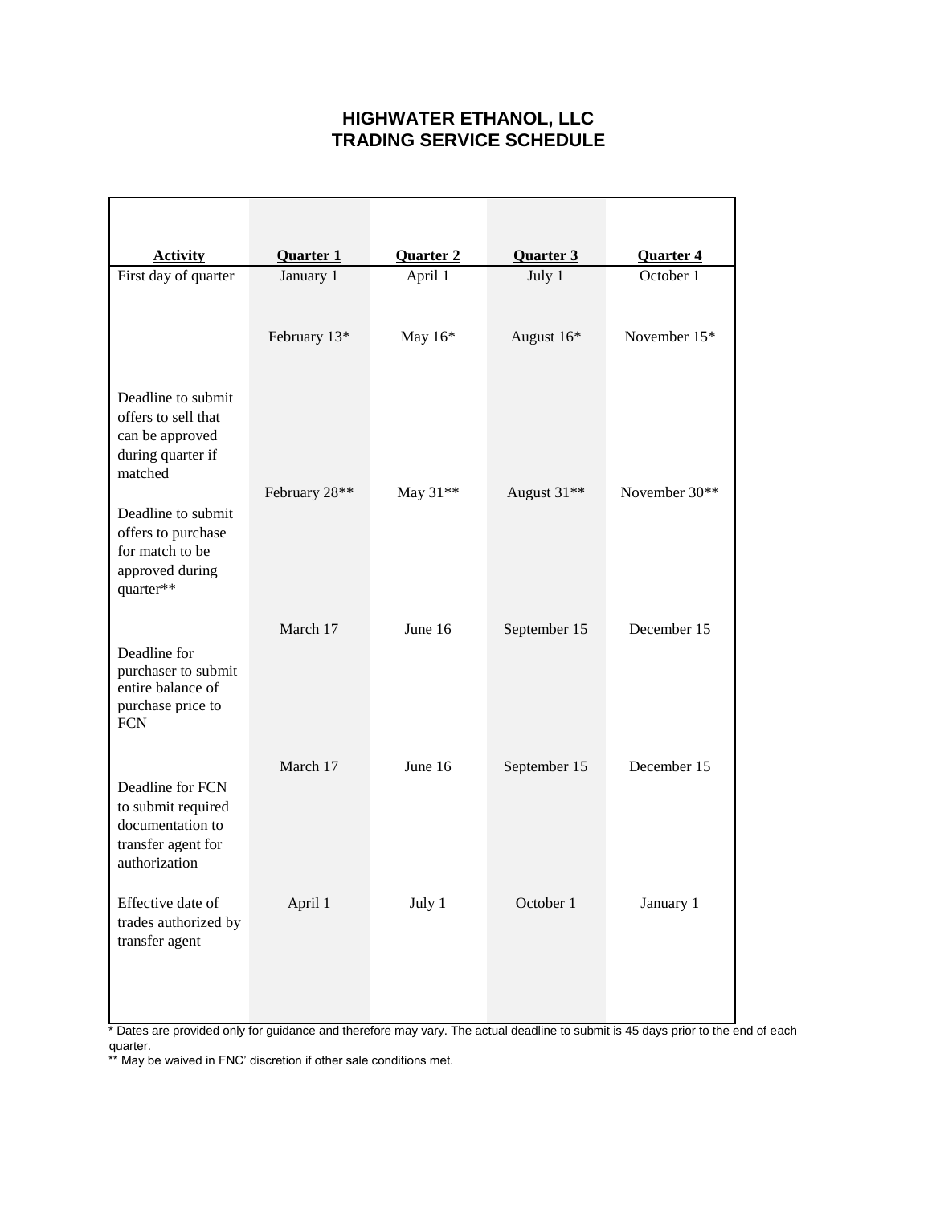# HIGHWATER ETHANOL, LLC
# TRADING SERVICE SCHEDULE

| Activity | Quarter 1 | Quarter 2 | Quarter 3 | Quarter 4 |
|---|---|---|---|---|
| First day of quarter | January 1 | April 1 | July 1 | October 1 |
| Deadline to submit offers to sell that can be approved during quarter if matched | February 13* | May 16* | August 16* | November 15* |
| Deadline to submit offers to purchase for match to be approved during quarter** | February 28** | May 31** | August 31** | November 30** |
| Deadline for purchaser to submit entire balance of purchase price to FCN | March 17 | June 16 | September 15 | December 15 |
| Deadline for FCN to submit required documentation to transfer agent for authorization | March 17 | June 16 | September 15 | December 15 |
| Effective date of trades authorized by transfer agent | April 1 | July 1 | October 1 | January 1 |

* Dates are provided only for guidance and therefore may vary. The actual deadline to submit is 45 days prior to the end of each quarter.

** May be waived in FNC' discretion if other sale conditions met.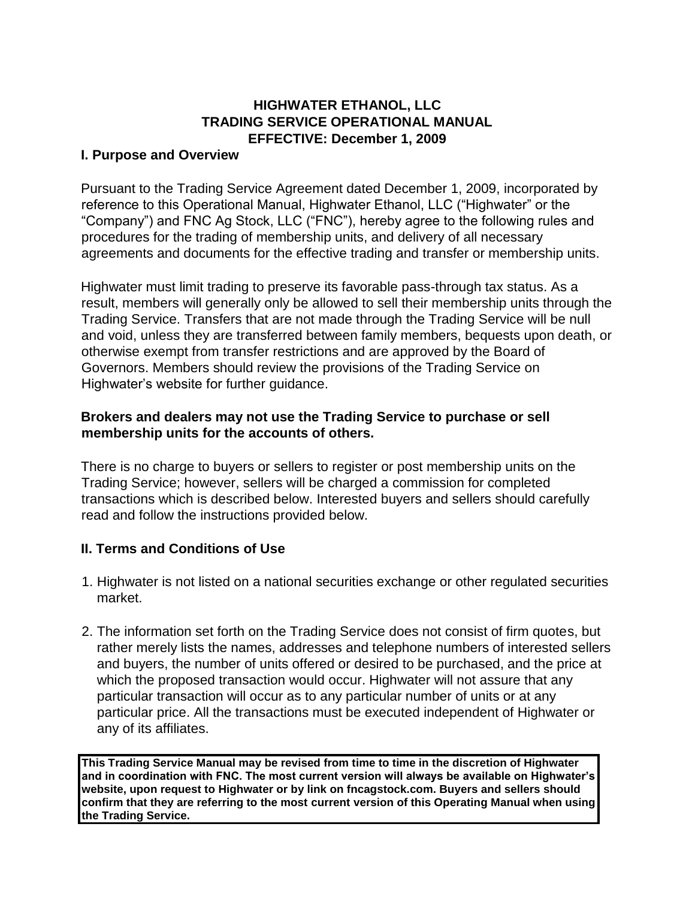**HIGHWATER ETHANOL, LLC**
**TRADING SERVICE OPERATIONAL MANUAL**
**EFFECTIVE: December 1, 2009**

## I. Purpose and Overview

Pursuant to the Trading Service Agreement dated December 1, 2009, incorporated by reference to this Operational Manual, Highwater Ethanol, LLC ("Highwater" or the "Company") and FNC Ag Stock, LLC ("FNC"), hereby agree to the following rules and procedures for the trading of membership units, and delivery of all necessary agreements and documents for the effective trading and transfer or membership units.

Highwater must limit trading to preserve its favorable pass-through tax status. As a result, members will generally only be allowed to sell their membership units through the Trading Service. Transfers that are not made through the Trading Service will be null and void, unless they are transferred between family members, bequests upon death, or otherwise exempt from transfer restrictions and are approved by the Board of Governors. Members should review the provisions of the Trading Service on Highwater's website for further guidance.

**Brokers and dealers may not use the Trading Service to purchase or sell membership units for the accounts of others.**

There is no charge to buyers or sellers to register or post membership units on the Trading Service; however, sellers will be charged a commission for completed transactions which is described below. Interested buyers and sellers should carefully read and follow the instructions provided below.

## II. Terms and Conditions of Use

1. Highwater is not listed on a national securities exchange or other regulated securities market.

2. The information set forth on the Trading Service does not consist of firm quotes, but rather merely lists the names, addresses and telephone numbers of interested sellers and buyers, the number of units offered or desired to be purchased, and the price at which the proposed transaction would occur. Highwater will not assure that any particular transaction will occur as to any particular number of units or at any particular price. All the transactions must be executed independent of Highwater or any of its affiliates.

**This Trading Service Manual may be revised from time to time in the discretion of Highwater and in coordination with FNC. The most current version will always be available on Highwater's website, upon request to Highwater or by link on fncagstock.com. Buyers and sellers should confirm that they are referring to the most current version of this Operating Manual when using the Trading Service.**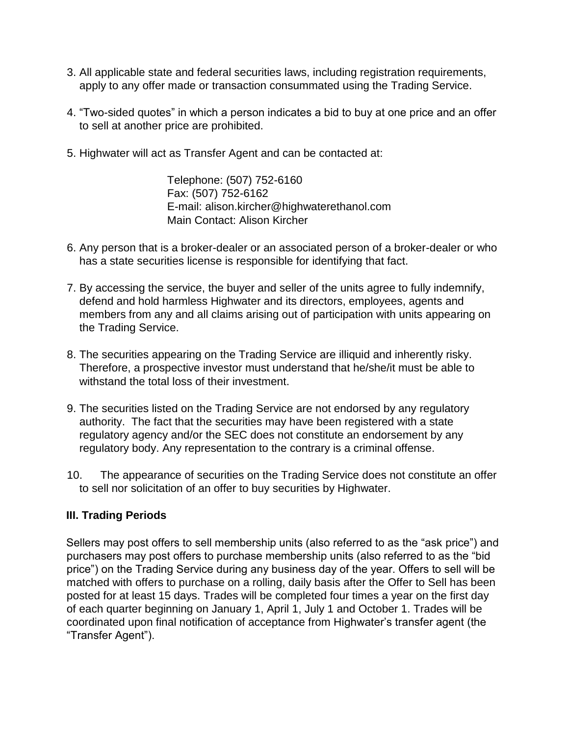3. All applicable state and federal securities laws, including registration requirements, apply to any offer made or transaction consummated using the Trading Service.

4. “Two-sided quotes” in which a person indicates a bid to buy at one price and an offer to sell at another price are prohibited.

5. Highwater will act as Transfer Agent and can be contacted at:

   Telephone: (507) 752-6160
   Fax: (507) 752-6162
   E-mail: alison.kircher@highwaterethanol.com
   Main Contact: Alison Kircher

6. Any person that is a broker-dealer or an associated person of a broker-dealer or who has a state securities license is responsible for identifying that fact.

7. By accessing the service, the buyer and seller of the units agree to fully indemnify, defend and hold harmless Highwater and its directors, employees, agents and members from any and all claims arising out of participation with units appearing on the Trading Service.

8. The securities appearing on the Trading Service are illiquid and inherently risky. Therefore, a prospective investor must understand that he/she/it must be able to withstand the total loss of their investment.

9. The securities listed on the Trading Service are not endorsed by any regulatory authority. The fact that the securities may have been registered with a state regulatory agency and/or the SEC does not constitute an endorsement by any regulatory body. Any representation to the contrary is a criminal offense.

10. The appearance of securities on the Trading Service does not constitute an offer to sell nor solicitation of an offer to buy securities by Highwater.

### III. Trading Periods

Sellers may post offers to sell membership units (also referred to as the “ask price”) and purchasers may post offers to purchase membership units (also referred to as the “bid price”) on the Trading Service during any business day of the year. Offers to sell will be matched with offers to purchase on a rolling, daily basis after the Offer to Sell has been posted for at least 15 days. Trades will be completed four times a year on the first day of each quarter beginning on January 1, April 1, July 1 and October 1. Trades will be coordinated upon final notification of acceptance from Highwater’s transfer agent (the “Transfer Agent”).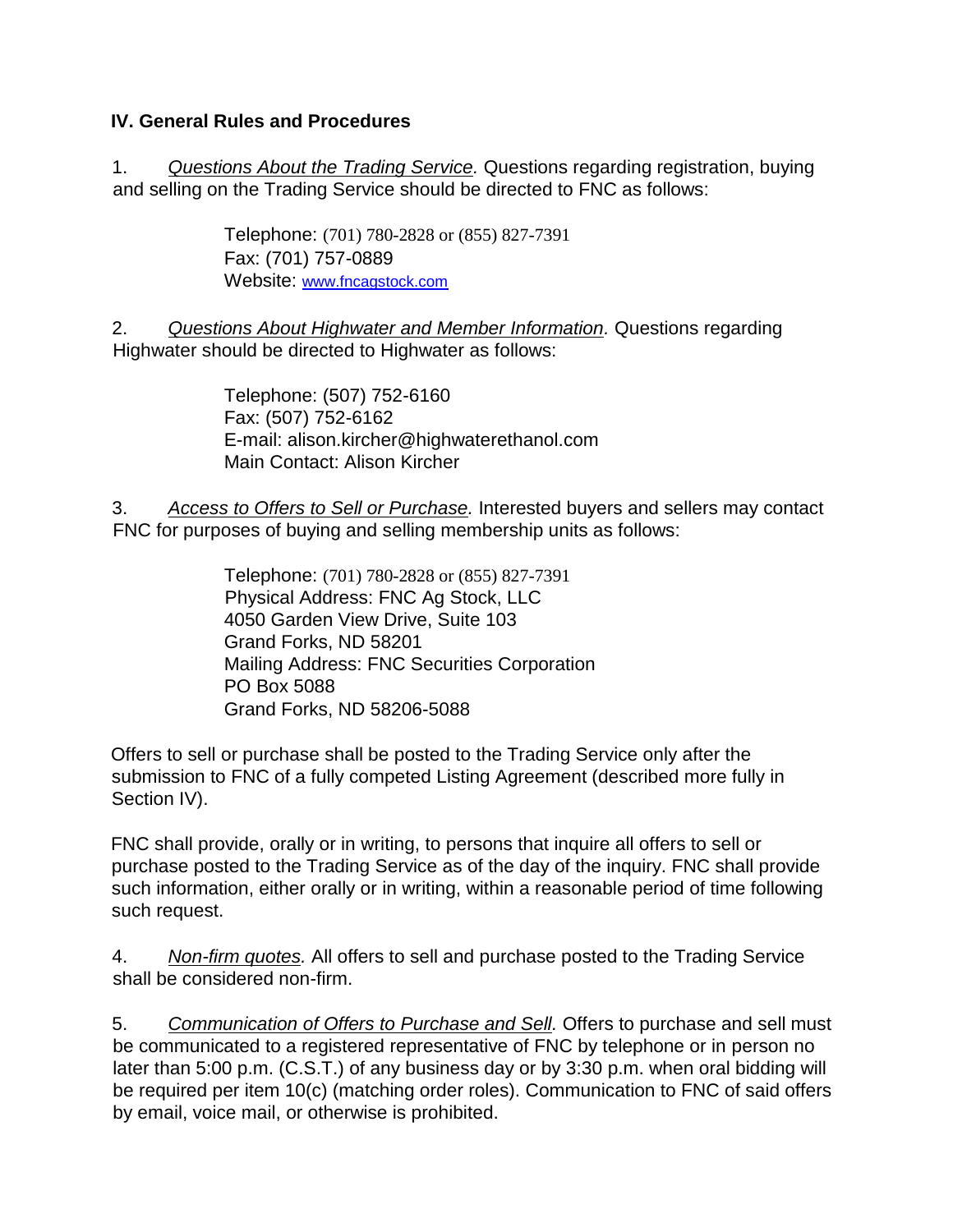## IV. General Rules and Procedures

1. *Questions About the Trading Service.* Questions regarding registration, buying and selling on the Trading Service should be directed to FNC as follows:

   Telephone: (701) 780-2828 or (855) 827-7391
   Fax: (701) 757-0889
   Website: www.fncagstock.com

2. *Questions About Highwater and Member Information.* Questions regarding Highwater should be directed to Highwater as follows:

   Telephone: (507) 752-6160
   Fax: (507) 752-6162
   E-mail: alison.kircher@highwaterethanol.com
   Main Contact: Alison Kircher

3. *Access to Offers to Sell or Purchase.* Interested buyers and sellers may contact FNC for purposes of buying and selling membership units as follows:

   Telephone: (701) 780-2828 or (855) 827-7391
   Physical Address: FNC Ag Stock, LLC
   4050 Garden View Drive, Suite 103
   Grand Forks, ND 58201
   Mailing Address: FNC Securities Corporation
   PO Box 5088
   Grand Forks, ND 58206-5088

Offers to sell or purchase shall be posted to the Trading Service only after the submission to FNC of a fully competed Listing Agreement (described more fully in Section IV).

FNC shall provide, orally or in writing, to persons that inquire all offers to sell or purchase posted to the Trading Service as of the day of the inquiry. FNC shall provide such information, either orally or in writing, within a reasonable period of time following such request.

4. *Non-firm quotes.* All offers to sell and purchase posted to the Trading Service shall be considered non-firm.

5. *Communication of Offers to Purchase and Sell.* Offers to purchase and sell must be communicated to a registered representative of FNC by telephone or in person no later than 5:00 p.m. (C.S.T.) of any business day or by 3:30 p.m. when oral bidding will be required per item 10(c) (matching order roles). Communication to FNC of said offers by email, voice mail, or otherwise is prohibited.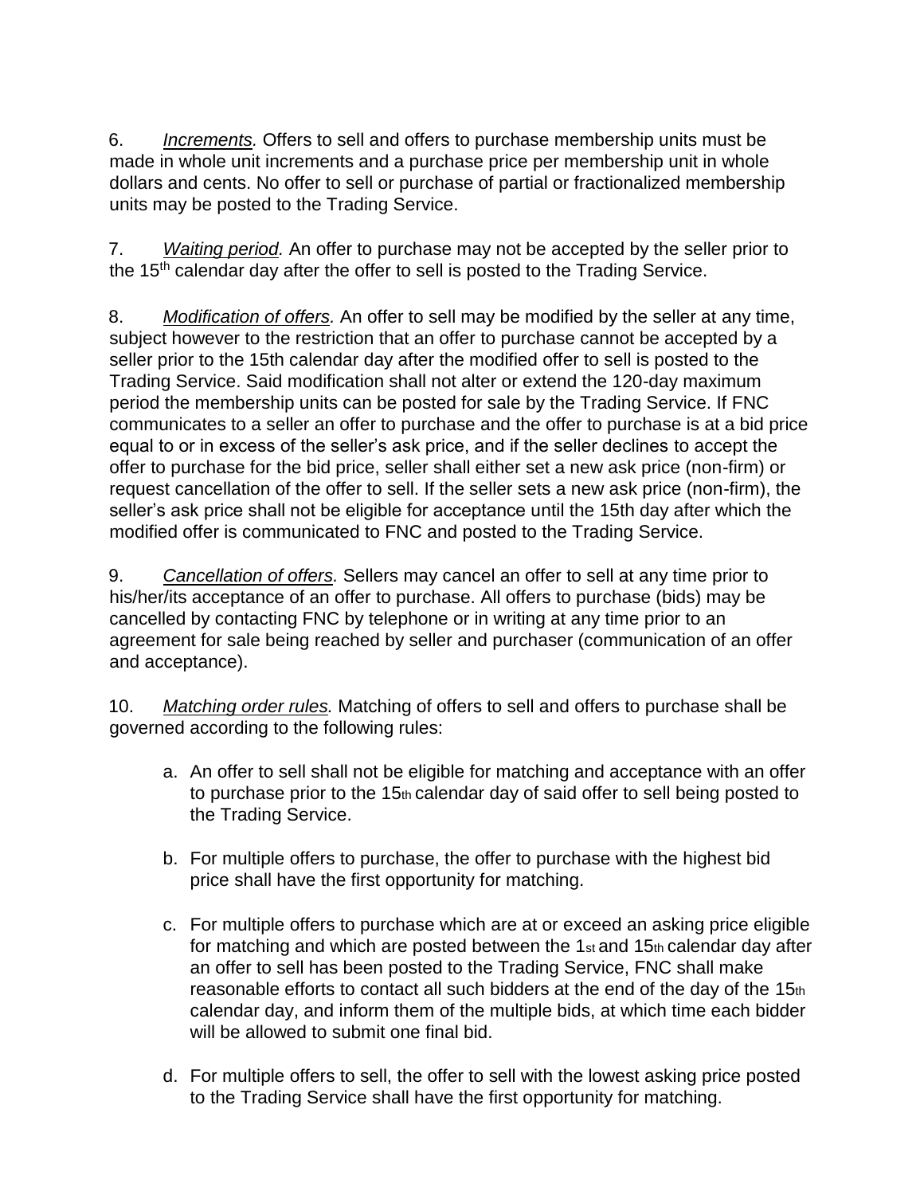6. *Increments.* Offers to sell and offers to purchase membership units must be made in whole unit increments and a purchase price per membership unit in whole dollars and cents. No offer to sell or purchase of partial or fractionalized membership units may be posted to the Trading Service.

7. *Waiting period.* An offer to purchase may not be accepted by the seller prior to the 15th calendar day after the offer to sell is posted to the Trading Service.

8. *Modification of offers.* An offer to sell may be modified by the seller at any time, subject however to the restriction that an offer to purchase cannot be accepted by a seller prior to the 15th calendar day after the modified offer to sell is posted to the Trading Service. Said modification shall not alter or extend the 120-day maximum period the membership units can be posted for sale by the Trading Service. If FNC communicates to a seller an offer to purchase and the offer to purchase is at a bid price equal to or in excess of the seller's ask price, and if the seller declines to accept the offer to purchase for the bid price, seller shall either set a new ask price (non-firm) or request cancellation of the offer to sell. If the seller sets a new ask price (non-firm), the seller's ask price shall not be eligible for acceptance until the 15th day after which the modified offer is communicated to FNC and posted to the Trading Service.

9. *Cancellation of offers.* Sellers may cancel an offer to sell at any time prior to his/her/its acceptance of an offer to purchase. All offers to purchase (bids) may be cancelled by contacting FNC by telephone or in writing at any time prior to an agreement for sale being reached by seller and purchaser (communication of an offer and acceptance).

10. *Matching order rules.* Matching of offers to sell and offers to purchase shall be governed according to the following rules:

   a. An offer to sell shall not be eligible for matching and acceptance with an offer to purchase prior to the 15th calendar day of said offer to sell being posted to the Trading Service.

   b. For multiple offers to purchase, the offer to purchase with the highest bid price shall have the first opportunity for matching.

   c. For multiple offers to purchase which are at or exceed an asking price eligible for matching and which are posted between the 1st and 15th calendar day after an offer to sell has been posted to the Trading Service, FNC shall make reasonable efforts to contact all such bidders at the end of the day of the 15th calendar day, and inform them of the multiple bids, at which time each bidder will be allowed to submit one final bid.

   d. For multiple offers to sell, the offer to sell with the lowest asking price posted to the Trading Service shall have the first opportunity for matching.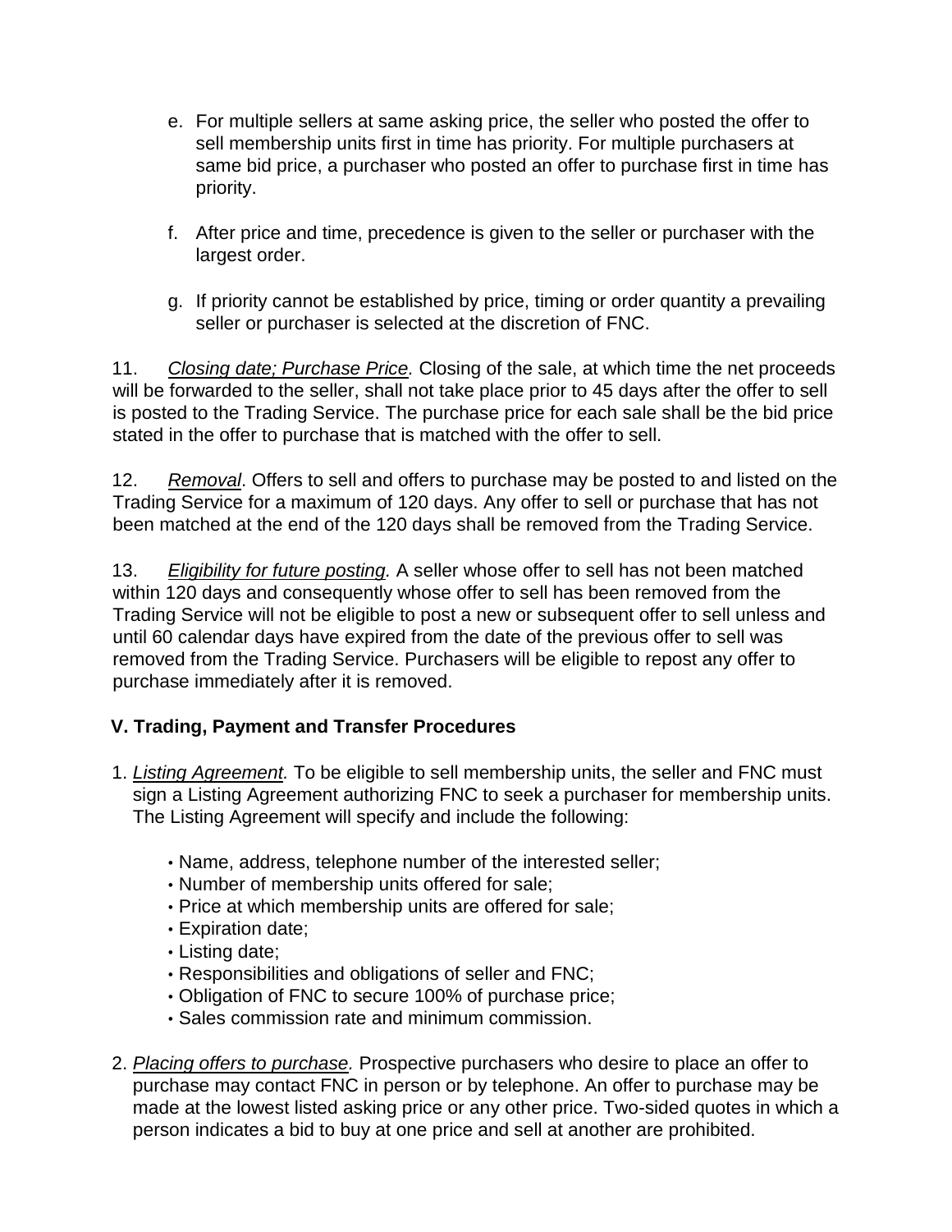e. For multiple sellers at same asking price, the seller who posted the offer to sell membership units first in time has priority. For multiple purchasers at same bid price, a purchaser who posted an offer to purchase first in time has priority.

f. After price and time, precedence is given to the seller or purchaser with the largest order.

g. If priority cannot be established by price, timing or order quantity a prevailing seller or purchaser is selected at the discretion of FNC.

11. *Closing date; Purchase Price.* Closing of the sale, at which time the net proceeds will be forwarded to the seller, shall not take place prior to 45 days after the offer to sell is posted to the Trading Service. The purchase price for each sale shall be the bid price stated in the offer to purchase that is matched with the offer to sell.

12. *Removal*. Offers to sell and offers to purchase may be posted to and listed on the Trading Service for a maximum of 120 days. Any offer to sell or purchase that has not been matched at the end of the 120 days shall be removed from the Trading Service.

13. *Eligibility for future posting.* A seller whose offer to sell has not been matched within 120 days and consequently whose offer to sell has been removed from the Trading Service will not be eligible to post a new or subsequent offer to sell unless and until 60 calendar days have expired from the date of the previous offer to sell was removed from the Trading Service. Purchasers will be eligible to repost any offer to purchase immediately after it is removed.

## V. Trading, Payment and Transfer Procedures

1. *Listing Agreement.* To be eligible to sell membership units, the seller and FNC must sign a Listing Agreement authorizing FNC to seek a purchaser for membership units. The Listing Agreement will specify and include the following:

    - Name, address, telephone number of the interested seller;
    - Number of membership units offered for sale;
    - Price at which membership units are offered for sale;
    - Expiration date;
    - Listing date;
    - Responsibilities and obligations of seller and FNC;
    - Obligation of FNC to secure 100% of purchase price;
    - Sales commission rate and minimum commission.

2. *Placing offers to purchase.* Prospective purchasers who desire to place an offer to purchase may contact FNC in person or by telephone. An offer to purchase may be made at the lowest listed asking price or any other price. Two-sided quotes in which a person indicates a bid to buy at one price and sell at another are prohibited.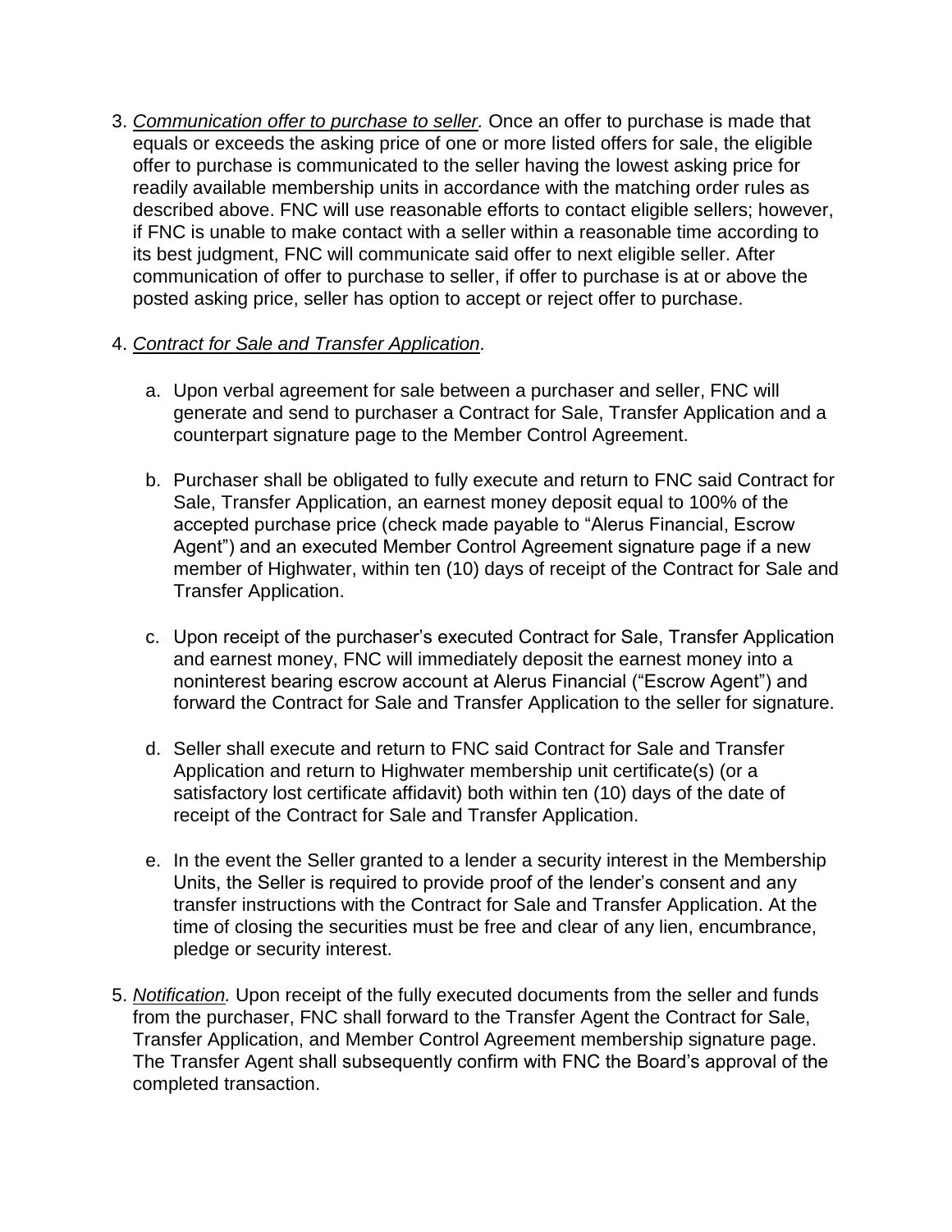3. *Communication offer to purchase to seller.* Once an offer to purchase is made that equals or exceeds the asking price of one or more listed offers for sale, the eligible offer to purchase is communicated to the seller having the lowest asking price for readily available membership units in accordance with the matching order rules as described above. FNC will use reasonable efforts to contact eligible sellers; however, if FNC is unable to make contact with a seller within a reasonable time according to its best judgment, FNC will communicate said offer to next eligible seller. After communication of offer to purchase to seller, if offer to purchase is at or above the posted asking price, seller has option to accept or reject offer to purchase.

4. *Contract for Sale and Transfer Application.*

   a. Upon verbal agreement for sale between a purchaser and seller, FNC will generate and send to purchaser a Contract for Sale, Transfer Application and a counterpart signature page to the Member Control Agreement.

   b. Purchaser shall be obligated to fully execute and return to FNC said Contract for Sale, Transfer Application, an earnest money deposit equal to 100% of the accepted purchase price (check made payable to "Alerus Financial, Escrow Agent") and an executed Member Control Agreement signature page if a new member of Highwater, within ten (10) days of receipt of the Contract for Sale and Transfer Application.

   c. Upon receipt of the purchaser's executed Contract for Sale, Transfer Application and earnest money, FNC will immediately deposit the earnest money into a noninterest bearing escrow account at Alerus Financial ("Escrow Agent") and forward the Contract for Sale and Transfer Application to the seller for signature.

   d. Seller shall execute and return to FNC said Contract for Sale and Transfer Application and return to Highwater membership unit certificate(s) (or a satisfactory lost certificate affidavit) both within ten (10) days of the date of receipt of the Contract for Sale and Transfer Application.

   e. In the event the Seller granted to a lender a security interest in the Membership Units, the Seller is required to provide proof of the lender's consent and any transfer instructions with the Contract for Sale and Transfer Application. At the time of closing the securities must be free and clear of any lien, encumbrance, pledge or security interest.

5. *Notification.* Upon receipt of the fully executed documents from the seller and funds from the purchaser, FNC shall forward to the Transfer Agent the Contract for Sale, Transfer Application, and Member Control Agreement membership signature page. The Transfer Agent shall subsequently confirm with FNC the Board's approval of the completed transaction.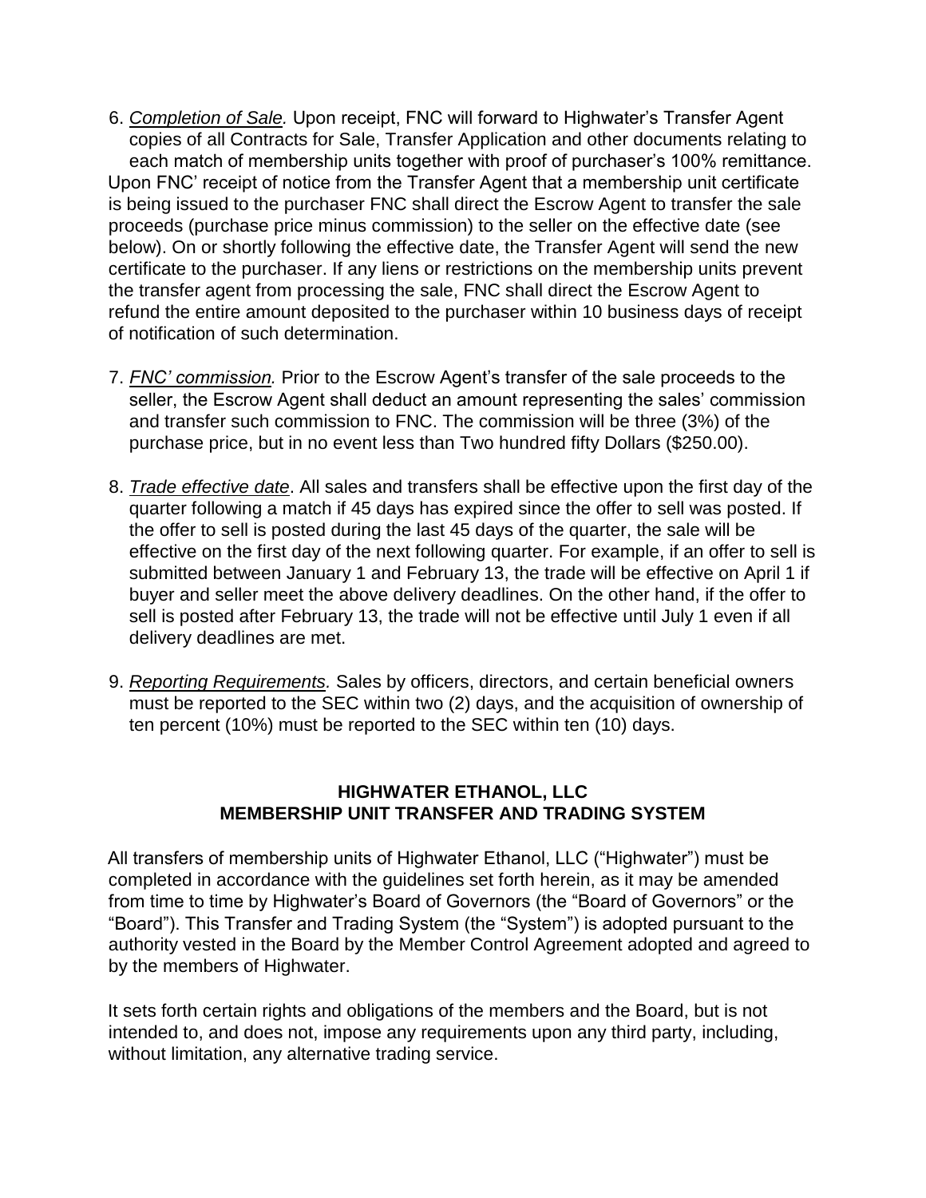6. *Completion of Sale.* Upon receipt, FNC will forward to Highwater's Transfer Agent copies of all Contracts for Sale, Transfer Application and other documents relating to each match of membership units together with proof of purchaser's 100% remittance. Upon FNC' receipt of notice from the Transfer Agent that a membership unit certificate is being issued to the purchaser FNC shall direct the Escrow Agent to transfer the sale proceeds (purchase price minus commission) to the seller on the effective date (see below). On or shortly following the effective date, the Transfer Agent will send the new certificate to the purchaser. If any liens or restrictions on the membership units prevent the transfer agent from processing the sale, FNC shall direct the Escrow Agent to refund the entire amount deposited to the purchaser within 10 business days of receipt of notification of such determination.

7. *FNC' commission.* Prior to the Escrow Agent's transfer of the sale proceeds to the seller, the Escrow Agent shall deduct an amount representing the sales' commission and transfer such commission to FNC. The commission will be three (3%) of the purchase price, but in no event less than Two hundred fifty Dollars ($250.00).

8. *Trade effective date*. All sales and transfers shall be effective upon the first day of the quarter following a match if 45 days has expired since the offer to sell was posted. If the offer to sell is posted during the last 45 days of the quarter, the sale will be effective on the first day of the next following quarter. For example, if an offer to sell is submitted between January 1 and February 13, the trade will be effective on April 1 if buyer and seller meet the above delivery deadlines. On the other hand, if the offer to sell is posted after February 13, the trade will not be effective until July 1 even if all delivery deadlines are met.

9. *Reporting Requirements.* Sales by officers, directors, and certain beneficial owners must be reported to the SEC within two (2) days, and the acquisition of ownership of ten percent (10%) must be reported to the SEC within ten (10) days.

## HIGHWATER ETHANOL, LLC
## MEMBERSHIP UNIT TRANSFER AND TRADING SYSTEM

All transfers of membership units of Highwater Ethanol, LLC ("Highwater") must be completed in accordance with the guidelines set forth herein, as it may be amended from time to time by Highwater's Board of Governors (the "Board of Governors" or the "Board"). This Transfer and Trading System (the "System") is adopted pursuant to the authority vested in the Board by the Member Control Agreement adopted and agreed to by the members of Highwater.

It sets forth certain rights and obligations of the members and the Board, but is not intended to, and does not, impose any requirements upon any third party, including, without limitation, any alternative trading service.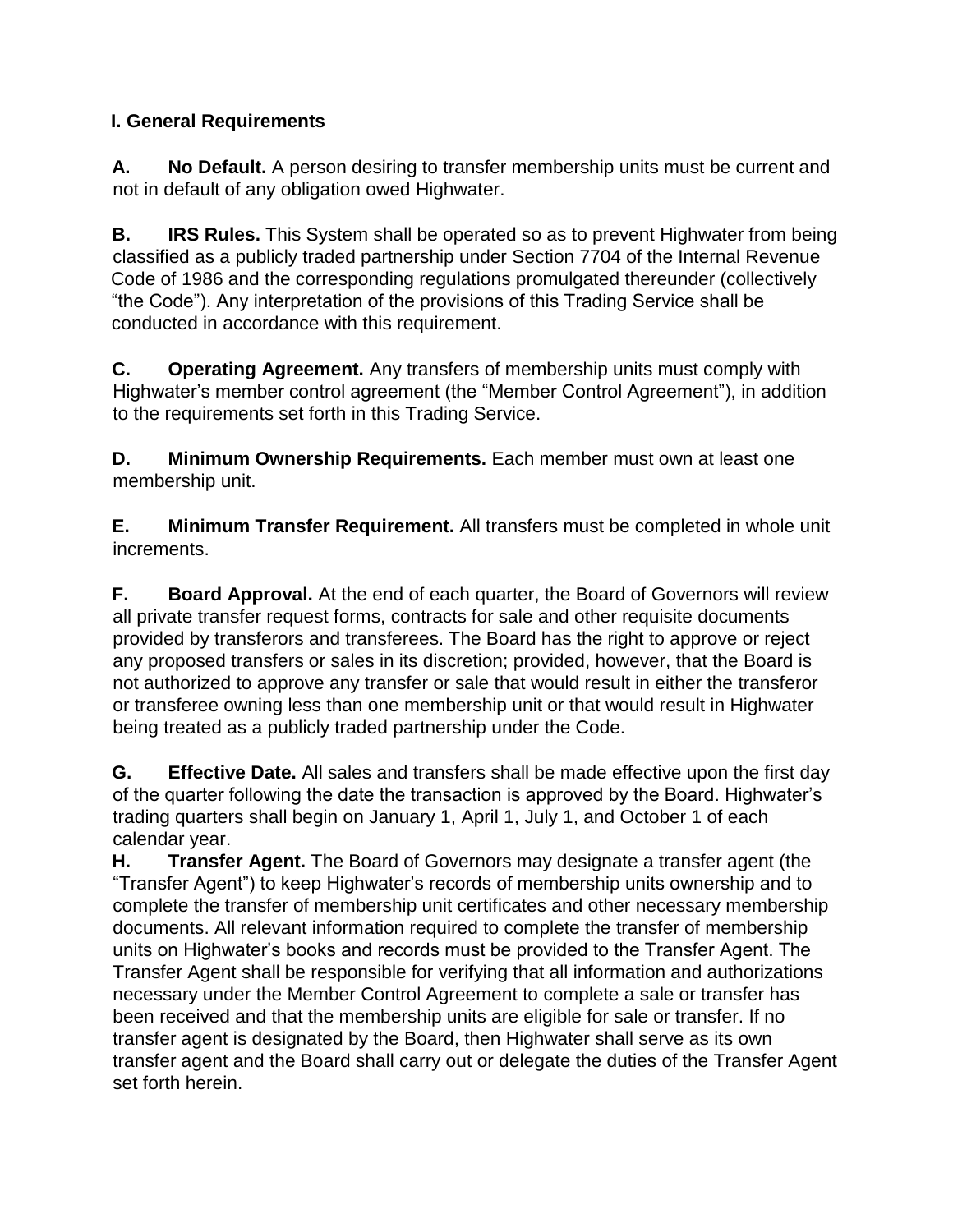## I. General Requirements

**A. No Default.** A person desiring to transfer membership units must be current and not in default of any obligation owed Highwater.

**B. IRS Rules.** This System shall be operated so as to prevent Highwater from being classified as a publicly traded partnership under Section 7704 of the Internal Revenue Code of 1986 and the corresponding regulations promulgated thereunder (collectively "the Code"). Any interpretation of the provisions of this Trading Service shall be conducted in accordance with this requirement.

**C. Operating Agreement.** Any transfers of membership units must comply with Highwater's member control agreement (the "Member Control Agreement"), in addition to the requirements set forth in this Trading Service.

**D. Minimum Ownership Requirements.** Each member must own at least one membership unit.

**E. Minimum Transfer Requirement.** All transfers must be completed in whole unit increments.

**F. Board Approval.** At the end of each quarter, the Board of Governors will review all private transfer request forms, contracts for sale and other requisite documents provided by transferors and transferees. The Board has the right to approve or reject any proposed transfers or sales in its discretion; provided, however, that the Board is not authorized to approve any transfer or sale that would result in either the transferor or transferee owning less than one membership unit or that would result in Highwater being treated as a publicly traded partnership under the Code.

**G. Effective Date.** All sales and transfers shall be made effective upon the first day of the quarter following the date the transaction is approved by the Board. Highwater's trading quarters shall begin on January 1, April 1, July 1, and October 1 of each calendar year.

**H. Transfer Agent.** The Board of Governors may designate a transfer agent (the "Transfer Agent") to keep Highwater's records of membership units ownership and to complete the transfer of membership unit certificates and other necessary membership documents. All relevant information required to complete the transfer of membership units on Highwater's books and records must be provided to the Transfer Agent. The Transfer Agent shall be responsible for verifying that all information and authorizations necessary under the Member Control Agreement to complete a sale or transfer has been received and that the membership units are eligible for sale or transfer. If no transfer agent is designated by the Board, then Highwater shall serve as its own transfer agent and the Board shall carry out or delegate the duties of the Transfer Agent set forth herein.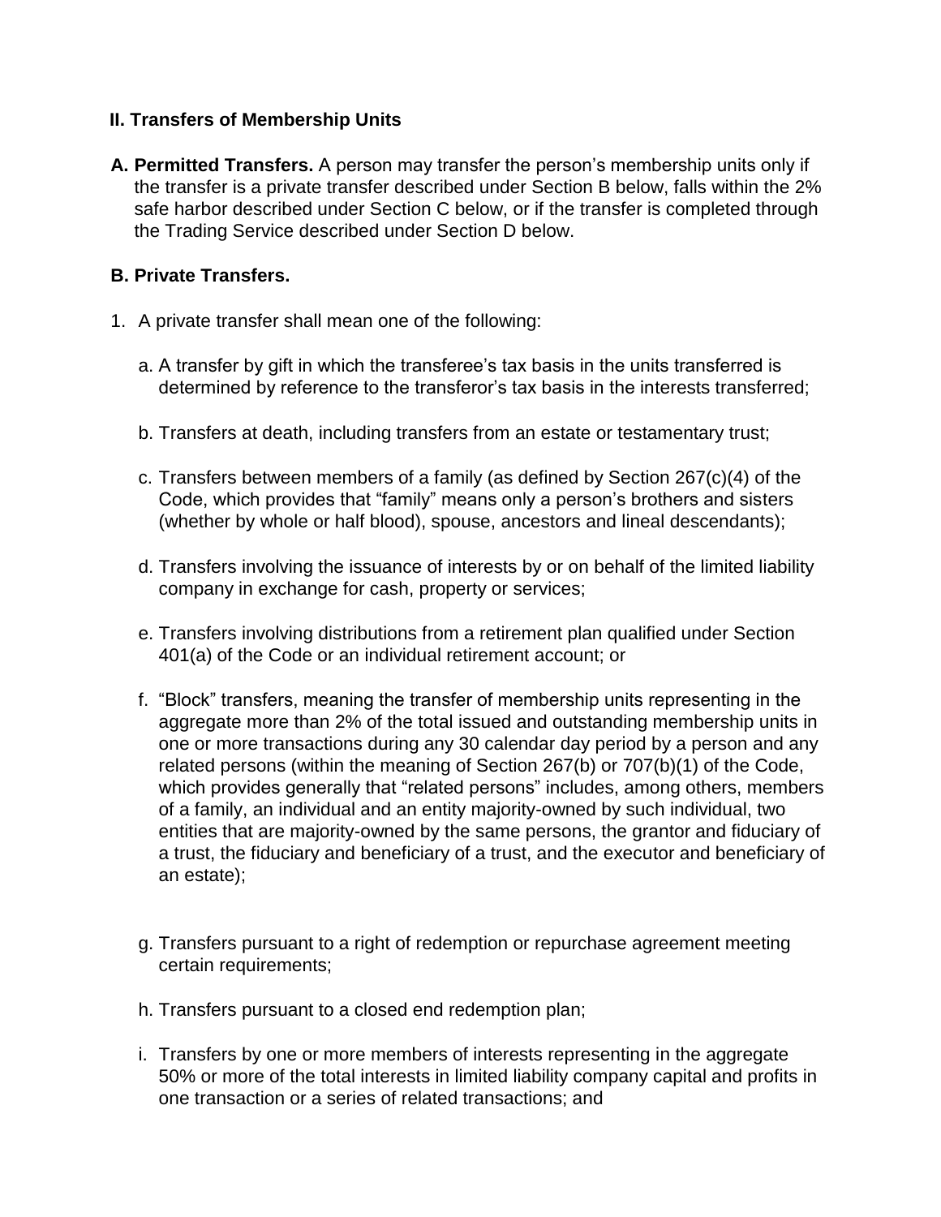## II. Transfers of Membership Units

**A. Permitted Transfers.** A person may transfer the person's membership units only if the transfer is a private transfer described under Section B below, falls within the 2% safe harbor described under Section C below, or if the transfer is completed through the Trading Service described under Section D below.

**B. Private Transfers.**

1. A private transfer shall mean one of the following:

   a. A transfer by gift in which the transferee's tax basis in the units transferred is determined by reference to the transferor's tax basis in the interests transferred;

   b. Transfers at death, including transfers from an estate or testamentary trust;

   c. Transfers between members of a family (as defined by Section 267(c)(4) of the Code, which provides that "family" means only a person's brothers and sisters (whether by whole or half blood), spouse, ancestors and lineal descendants);

   d. Transfers involving the issuance of interests by or on behalf of the limited liability company in exchange for cash, property or services;

   e. Transfers involving distributions from a retirement plan qualified under Section 401(a) of the Code or an individual retirement account; or

   f. "Block" transfers, meaning the transfer of membership units representing in the aggregate more than 2% of the total issued and outstanding membership units in one or more transactions during any 30 calendar day period by a person and any related persons (within the meaning of Section 267(b) or 707(b)(1) of the Code, which provides generally that "related persons" includes, among others, members of a family, an individual and an entity majority-owned by such individual, two entities that are majority-owned by the same persons, the grantor and fiduciary of a trust, the fiduciary and beneficiary of a trust, and the executor and beneficiary of an estate);

   g. Transfers pursuant to a right of redemption or repurchase agreement meeting certain requirements;

   h. Transfers pursuant to a closed end redemption plan;

   i. Transfers by one or more members of interests representing in the aggregate 50% or more of the total interests in limited liability company capital and profits in one transaction or a series of related transactions; and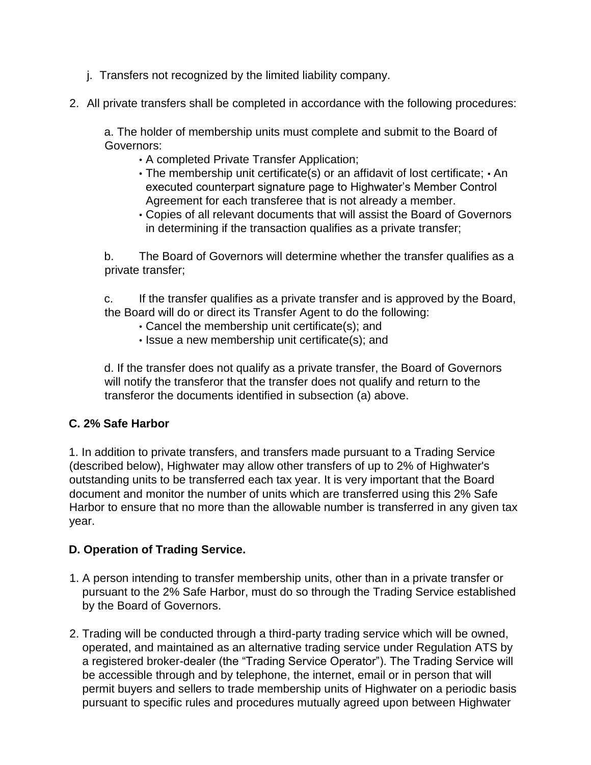j. Transfers not recognized by the limited liability company.

2. All private transfers shall be completed in accordance with the following procedures:

   a. The holder of membership units must complete and submit to the Board of Governors:
      - A completed Private Transfer Application;
      - The membership unit certificate(s) or an affidavit of lost certificate; • An executed counterpart signature page to Highwater's Member Control Agreement for each transferee that is not already a member.
      - Copies of all relevant documents that will assist the Board of Governors in determining if the transaction qualifies as a private transfer;

   b. The Board of Governors will determine whether the transfer qualifies as a private transfer;

   c. If the transfer qualifies as a private transfer and is approved by the Board, the Board will do or direct its Transfer Agent to do the following:
      - Cancel the membership unit certificate(s); and
      - Issue a new membership unit certificate(s); and

   d. If the transfer does not qualify as a private transfer, the Board of Governors will notify the transferor that the transfer does not qualify and return to the transferor the documents identified in subsection (a) above.

**C. 2% Safe Harbor**

1. In addition to private transfers, and transfers made pursuant to a Trading Service (described below), Highwater may allow other transfers of up to 2% of Highwater's outstanding units to be transferred each tax year. It is very important that the Board document and monitor the number of units which are transferred using this 2% Safe Harbor to ensure that no more than the allowable number is transferred in any given tax year.

**D. Operation of Trading Service.**

1. A person intending to transfer membership units, other than in a private transfer or pursuant to the 2% Safe Harbor, must do so through the Trading Service established by the Board of Governors.

2. Trading will be conducted through a third-party trading service which will be owned, operated, and maintained as an alternative trading service under Regulation ATS by a registered broker-dealer (the "Trading Service Operator"). The Trading Service will be accessible through and by telephone, the internet, email or in person that will permit buyers and sellers to trade membership units of Highwater on a periodic basis pursuant to specific rules and procedures mutually agreed upon between Highwater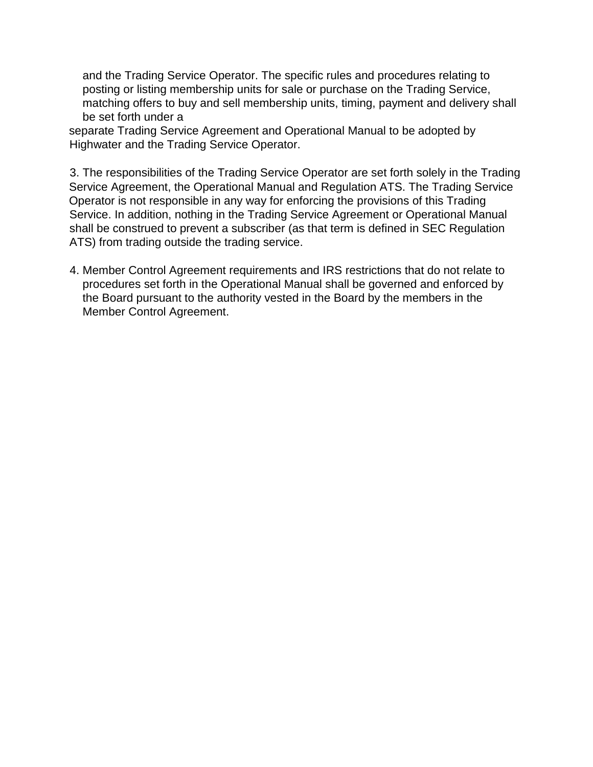and the Trading Service Operator. The specific rules and procedures relating to posting or listing membership units for sale or purchase on the Trading Service, matching offers to buy and sell membership units, timing, payment and delivery shall be set forth under a separate Trading Service Agreement and Operational Manual to be adopted by Highwater and the Trading Service Operator.

3. The responsibilities of the Trading Service Operator are set forth solely in the Trading Service Agreement, the Operational Manual and Regulation ATS. The Trading Service Operator is not responsible in any way for enforcing the provisions of this Trading Service. In addition, nothing in the Trading Service Agreement or Operational Manual shall be construed to prevent a subscriber (as that term is defined in SEC Regulation ATS) from trading outside the trading service.

4. Member Control Agreement requirements and IRS restrictions that do not relate to procedures set forth in the Operational Manual shall be governed and enforced by the Board pursuant to the authority vested in the Board by the members in the Member Control Agreement.